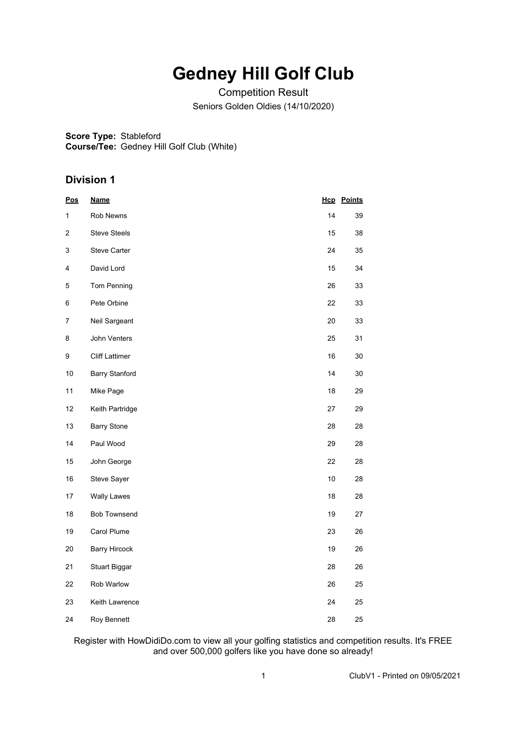# Gedney Hill Golf Club

Competition Result

Seniors Golden Oldies (14/10/2020)

**Score Type:** Stableford
**Course/Tee:** Gedney Hill Golf Club (White)

## Division 1

| Pos | Name | Hcp | Points |
|---|---|---|---|
| 1 | Rob Newns | 14 | 39 |
| 2 | Steve Steels | 15 | 38 |
| 3 | Steve Carter | 24 | 35 |
| 4 | David Lord | 15 | 34 |
| 5 | Tom Penning | 26 | 33 |
| 6 | Pete Orbine | 22 | 33 |
| 7 | Neil Sargeant | 20 | 33 |
| 8 | John Venters | 25 | 31 |
| 9 | Cliff Lattimer | 16 | 30 |
| 10 | Barry Stanford | 14 | 30 |
| 11 | Mike Page | 18 | 29 |
| 12 | Keith Partridge | 27 | 29 |
| 13 | Barry Stone | 28 | 28 |
| 14 | Paul Wood | 29 | 28 |
| 15 | John George | 22 | 28 |
| 16 | Steve Sayer | 10 | 28 |
| 17 | Wally Lawes | 18 | 28 |
| 18 | Bob Townsend | 19 | 27 |
| 19 | Carol Plume | 23 | 26 |
| 20 | Barry Hircock | 19 | 26 |
| 21 | Stuart Biggar | 28 | 26 |
| 22 | Rob Warlow | 26 | 25 |
| 23 | Keith Lawrence | 24 | 25 |
| 24 | Roy Bennett | 28 | 25 |

Register with HowDidiDo.com to view all your golfing statistics and competition results. It's FREE and over 500,000 golfers like you have done so already!

ClubV1 - Printed on 09/05/2021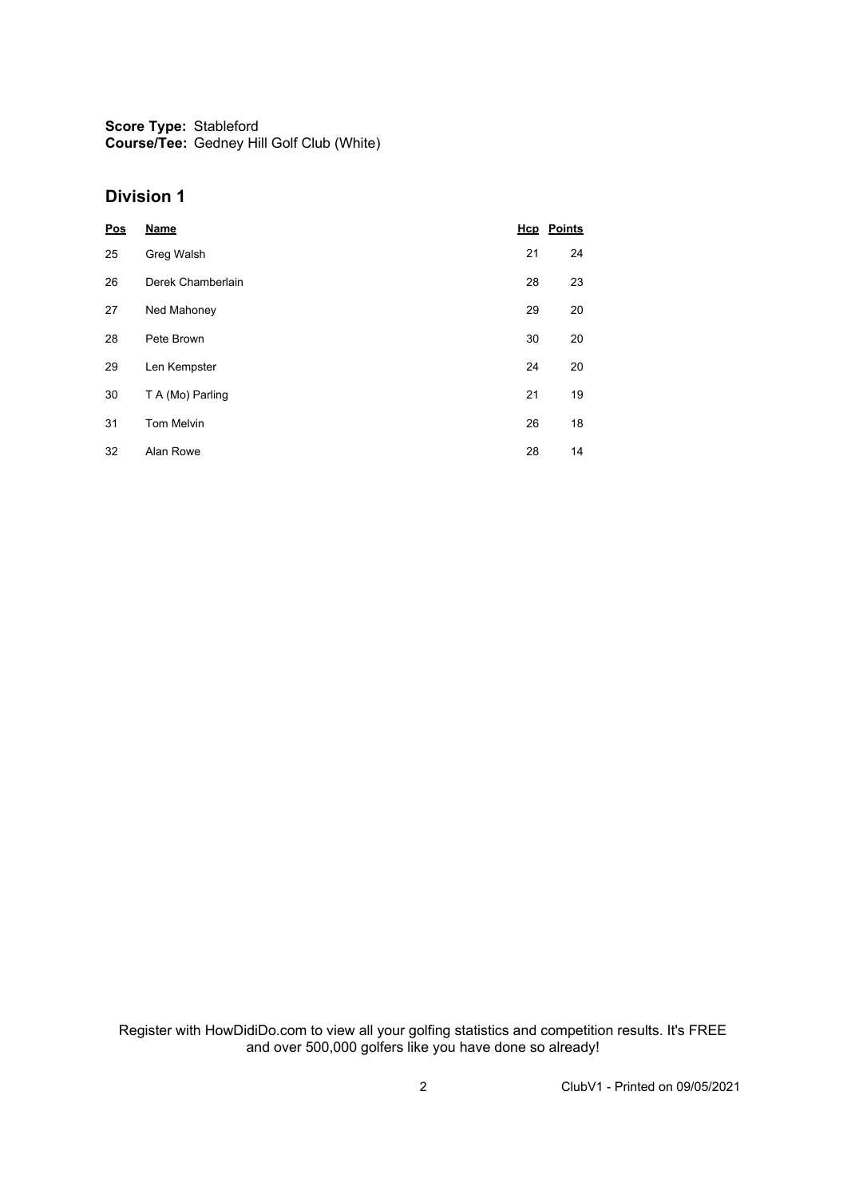**Score Type:** Stableford
**Course/Tee:** Gedney Hill Golf Club (White)

## Division 1

| Pos | Name | Hcp | Points |
|---|---|---|---|
| 25 | Greg Walsh | 21 | 24 |
| 26 | Derek Chamberlain | 28 | 23 |
| 27 | Ned Mahoney | 29 | 20 |
| 28 | Pete Brown | 30 | 20 |
| 29 | Len Kempster | 24 | 20 |
| 30 | T A (Mo) Parling | 21 | 19 |
| 31 | Tom Melvin | 26 | 18 |
| 32 | Alan Rowe | 28 | 14 |

Register with HowDidiDo.com to view all your golfing statistics and competition results. It's FREE and over 500,000 golfers like you have done so already!

ClubV1 - Printed on 09/05/2021